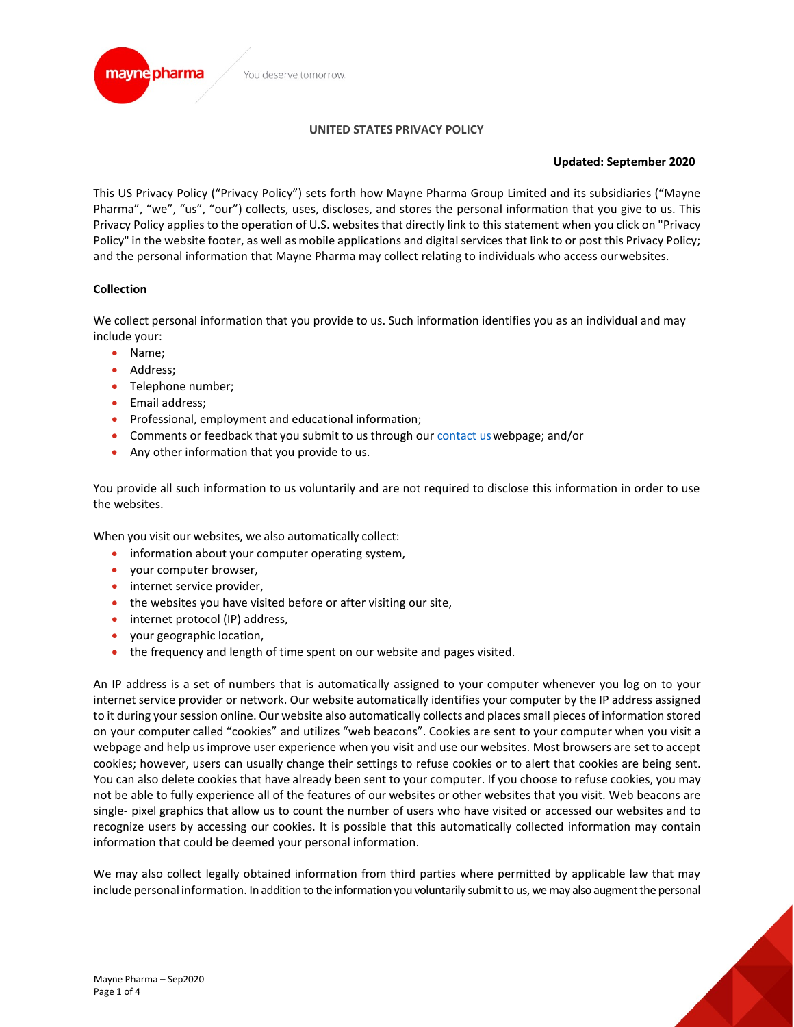# UNITED STATES PRIVACY POLICY

**Updated: September 2020**

This US Privacy Policy ("Privacy Policy") sets forth how Mayne Pharma Group Limited and its subsidiaries ("Mayne Pharma", "we", "us", "our") collects, uses, discloses, and stores the personal information that you give to us. This Privacy Policy applies to the operation of U.S. websites that directly link to this statement when you click on "Privacy Policy" in the website footer, as well as mobile applications and digital services that link to or post this Privacy Policy; and the personal information that Mayne Pharma may collect relating to individuals who access our websites.

## Collection

We collect personal information that you provide to us. Such information identifies you as an individual and may include your:

- Name;
- Address;
- Telephone number;
- Email address;
- Professional, employment and educational information;
- Comments or feedback that you submit to us through our contact us webpage; and/or
- Any other information that you provide to us.

You provide all such information to us voluntarily and are not required to disclose this information in order to use the websites.

When you visit our websites, we also automatically collect:

- information about your computer operating system,
- your computer browser,
- internet service provider,
- the websites you have visited before or after visiting our site,
- internet protocol (IP) address,
- your geographic location,
- the frequency and length of time spent on our website and pages visited.

An IP address is a set of numbers that is automatically assigned to your computer whenever you log on to your internet service provider or network. Our website automatically identifies your computer by the IP address assigned to it during your session online. Our website also automatically collects and places small pieces of information stored on your computer called "cookies" and utilizes "web beacons". Cookies are sent to your computer when you visit a webpage and help us improve user experience when you visit and use our websites. Most browsers are set to accept cookies; however, users can usually change their settings to refuse cookies or to alert that cookies are being sent. You can also delete cookies that have already been sent to your computer. If you choose to refuse cookies, you may not be able to fully experience all of the features of our websites or other websites that you visit. Web beacons are single- pixel graphics that allow us to count the number of users who have visited or accessed our websites and to recognize users by accessing our cookies. It is possible that this automatically collected information may contain information that could be deemed your personal information.

We may also collect legally obtained information from third parties where permitted by applicable law that may include personal information. In addition to the information you voluntarily submit to us, we may also augment the personal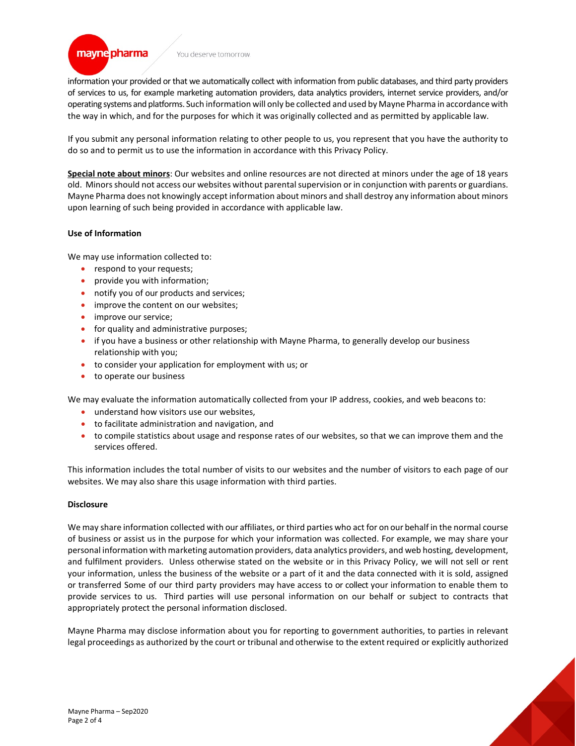information your provided or that we automatically collect with information from public databases, and third party providers of services to us, for example marketing automation providers, data analytics providers, internet service providers, and/or operating systems and platforms. Such information will only be collected and used by Mayne Pharma in accordance with the way in which, and for the purposes for which it was originally collected and as permitted by applicable law.

If you submit any personal information relating to other people to us, you represent that you have the authority to do so and to permit us to use the information in accordance with this Privacy Policy.

**Special note about minors**: Our websites and online resources are not directed at minors under the age of 18 years old. Minors should not access our websites without parental supervision or in conjunction with parents or guardians. Mayne Pharma does not knowingly accept information about minors and shall destroy any information about minors upon learning of such being provided in accordance with applicable law.

**Use of Information**

We may use information collected to:

- respond to your requests;
- provide you with information;
- notify you of our products and services;
- improve the content on our websites;
- improve our service;
- for quality and administrative purposes;
- if you have a business or other relationship with Mayne Pharma, to generally develop our business relationship with you;
- to consider your application for employment with us; or
- to operate our business

We may evaluate the information automatically collected from your IP address, cookies, and web beacons to:

- understand how visitors use our websites,
- to facilitate administration and navigation, and
- to compile statistics about usage and response rates of our websites, so that we can improve them and the services offered.

This information includes the total number of visits to our websites and the number of visitors to each page of our websites. We may also share this usage information with third parties.

**Disclosure**

We may share information collected with our affiliates, or third parties who act for on our behalf in the normal course of business or assist us in the purpose for which your information was collected. For example, we may share your personal information with marketing automation providers, data analytics providers, and web hosting, development, and fulfilment providers. Unless otherwise stated on the website or in this Privacy Policy, we will not sell or rent your information, unless the business of the website or a part of it and the data connected with it is sold, assigned or transferred Some of our third party providers may have access to or collect your information to enable them to provide services to us. Third parties will use personal information on our behalf or subject to contracts that appropriately protect the personal information disclosed.

Mayne Pharma may disclose information about you for reporting to government authorities, to parties in relevant legal proceedings as authorized by the court or tribunal and otherwise to the extent required or explicitly authorized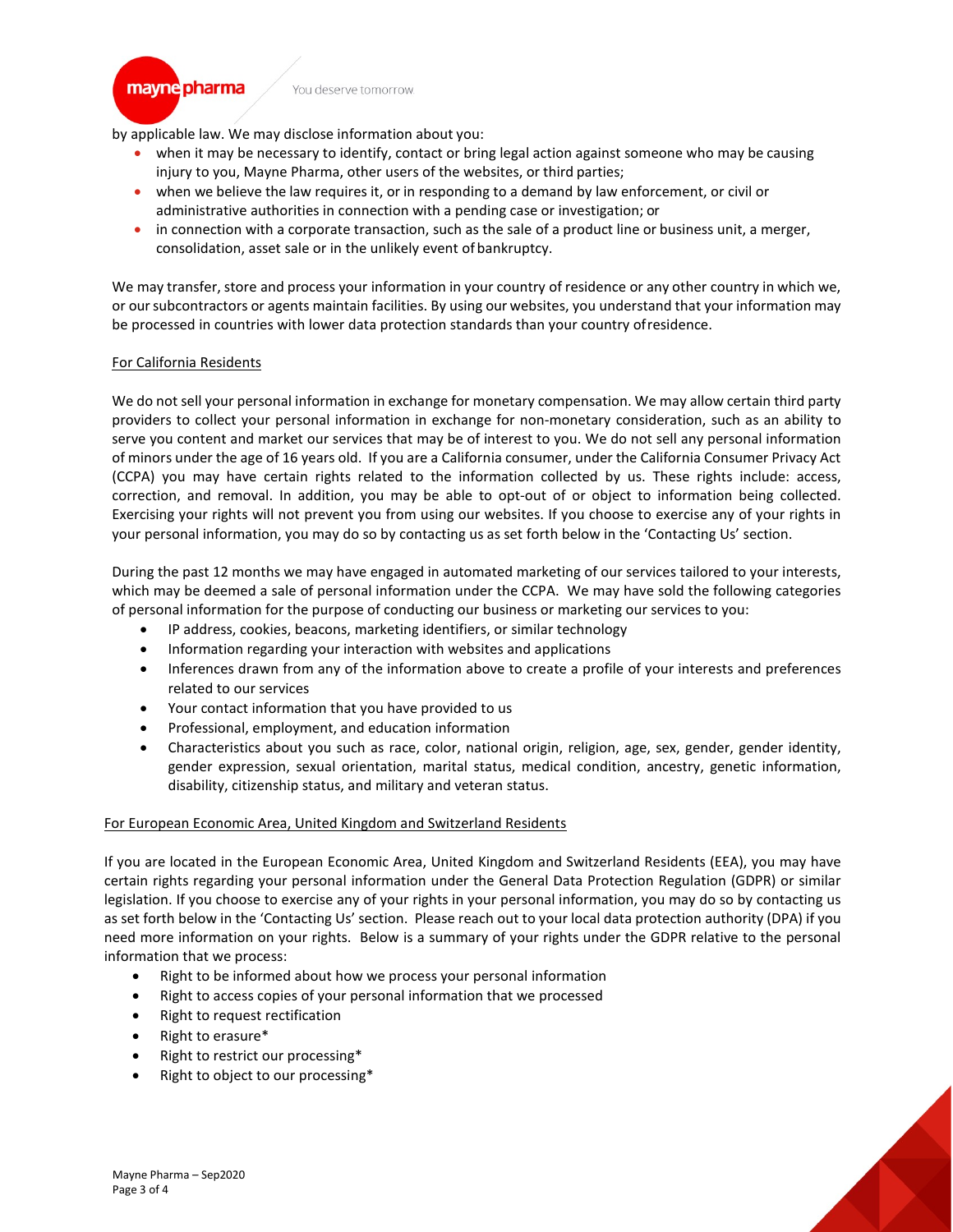by applicable law. We may disclose information about you:

- when it may be necessary to identify, contact or bring legal action against someone who may be causing injury to you, Mayne Pharma, other users of the websites, or third parties;
- when we believe the law requires it, or in responding to a demand by law enforcement, or civil or administrative authorities in connection with a pending case or investigation; or
- in connection with a corporate transaction, such as the sale of a product line or business unit, a merger, consolidation, asset sale or in the unlikely event of bankruptcy.

We may transfer, store and process your information in your country of residence or any other country in which we, or our subcontractors or agents maintain facilities. By using our websites, you understand that your information may be processed in countries with lower data protection standards than your country of residence.

For California Residents

We do not sell your personal information in exchange for monetary compensation. We may allow certain third party providers to collect your personal information in exchange for non-monetary consideration, such as an ability to serve you content and market our services that may be of interest to you. We do not sell any personal information of minors under the age of 16 years old. If you are a California consumer, under the California Consumer Privacy Act (CCPA) you may have certain rights related to the information collected by us. These rights include: access, correction, and removal. In addition, you may be able to opt-out of or object to information being collected. Exercising your rights will not prevent you from using our websites. If you choose to exercise any of your rights in your personal information, you may do so by contacting us as set forth below in the 'Contacting Us' section.

During the past 12 months we may have engaged in automated marketing of our services tailored to your interests, which may be deemed a sale of personal information under the CCPA. We may have sold the following categories of personal information for the purpose of conducting our business or marketing our services to you:

- IP address, cookies, beacons, marketing identifiers, or similar technology
- Information regarding your interaction with websites and applications
- Inferences drawn from any of the information above to create a profile of your interests and preferences related to our services
- Your contact information that you have provided to us
- Professional, employment, and education information
- Characteristics about you such as race, color, national origin, religion, age, sex, gender, gender identity, gender expression, sexual orientation, marital status, medical condition, ancestry, genetic information, disability, citizenship status, and military and veteran status.

For European Economic Area, United Kingdom and Switzerland Residents

If you are located in the European Economic Area, United Kingdom and Switzerland Residents (EEA), you may have certain rights regarding your personal information under the General Data Protection Regulation (GDPR) or similar legislation. If you choose to exercise any of your rights in your personal information, you may do so by contacting us as set forth below in the 'Contacting Us' section. Please reach out to your local data protection authority (DPA) if you need more information on your rights. Below is a summary of your rights under the GDPR relative to the personal information that we process:

- Right to be informed about how we process your personal information
- Right to access copies of your personal information that we processed
- Right to request rectification
- Right to erasure*
- Right to restrict our processing*
- Right to object to our processing*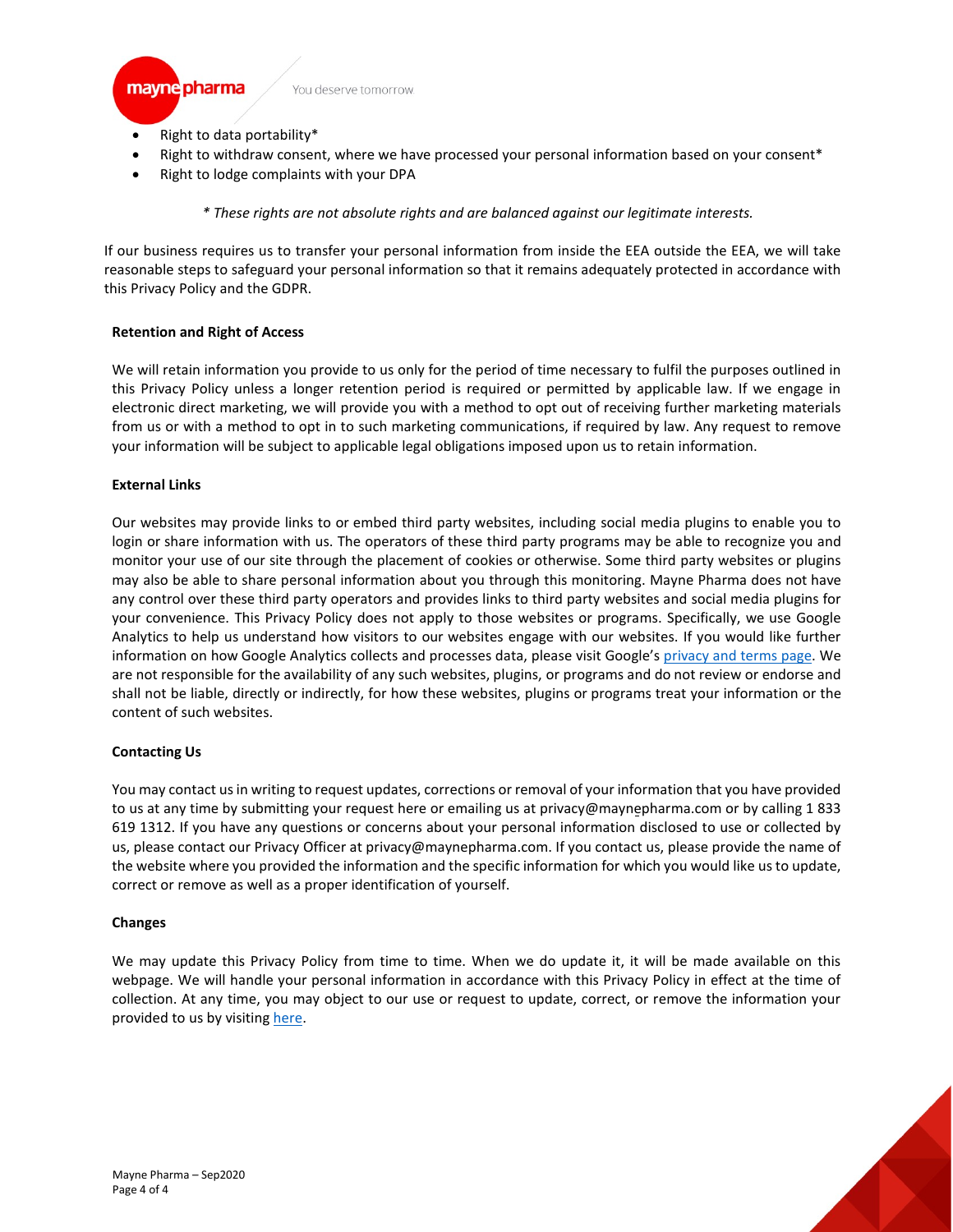- Right to data portability*
- Right to withdraw consent, where we have processed your personal information based on your consent*
- Right to lodge complaints with your DPA

*\* These rights are not absolute rights and are balanced against our legitimate interests.*

If our business requires us to transfer your personal information from inside the EEA outside the EEA, we will take reasonable steps to safeguard your personal information so that it remains adequately protected in accordance with this Privacy Policy and the GDPR.

**Retention and Right of Access**

We will retain information you provide to us only for the period of time necessary to fulfil the purposes outlined in this Privacy Policy unless a longer retention period is required or permitted by applicable law. If we engage in electronic direct marketing, we will provide you with a method to opt out of receiving further marketing materials from us or with a method to opt in to such marketing communications, if required by law. Any request to remove your information will be subject to applicable legal obligations imposed upon us to retain information.

**External Links**

Our websites may provide links to or embed third party websites, including social media plugins to enable you to login or share information with us. The operators of these third party programs may be able to recognize you and monitor your use of our site through the placement of cookies or otherwise. Some third party websites or plugins may also be able to share personal information about you through this monitoring. Mayne Pharma does not have any control over these third party operators and provides links to third party websites and social media plugins for your convenience. This Privacy Policy does not apply to those websites or programs. Specifically, we use Google Analytics to help us understand how visitors to our websites engage with our websites. If you would like further information on how Google Analytics collects and processes data, please visit Google's privacy and terms page. We are not responsible for the availability of any such websites, plugins, or programs and do not review or endorse and shall not be liable, directly or indirectly, for how these websites, plugins or programs treat your information or the content of such websites.

**Contacting Us**

You may contact us in writing to request updates, corrections or removal of your information that you have provided to us at any time by submitting your request here or emailing us at privacy@maynepharma.com or by calling 1 833 619 1312. If you have any questions or concerns about your personal information disclosed to use or collected by us, please contact our Privacy Officer at privacy@maynepharma.com. If you contact us, please provide the name of the website where you provided the information and the specific information for which you would like us to update, correct or remove as well as a proper identification of yourself.

**Changes**

We may update this Privacy Policy from time to time. When we do update it, it will be made available on this webpage. We will handle your personal information in accordance with this Privacy Policy in effect at the time of collection. At any time, you may object to our use or request to update, correct, or remove the information your provided to us by visiting here.